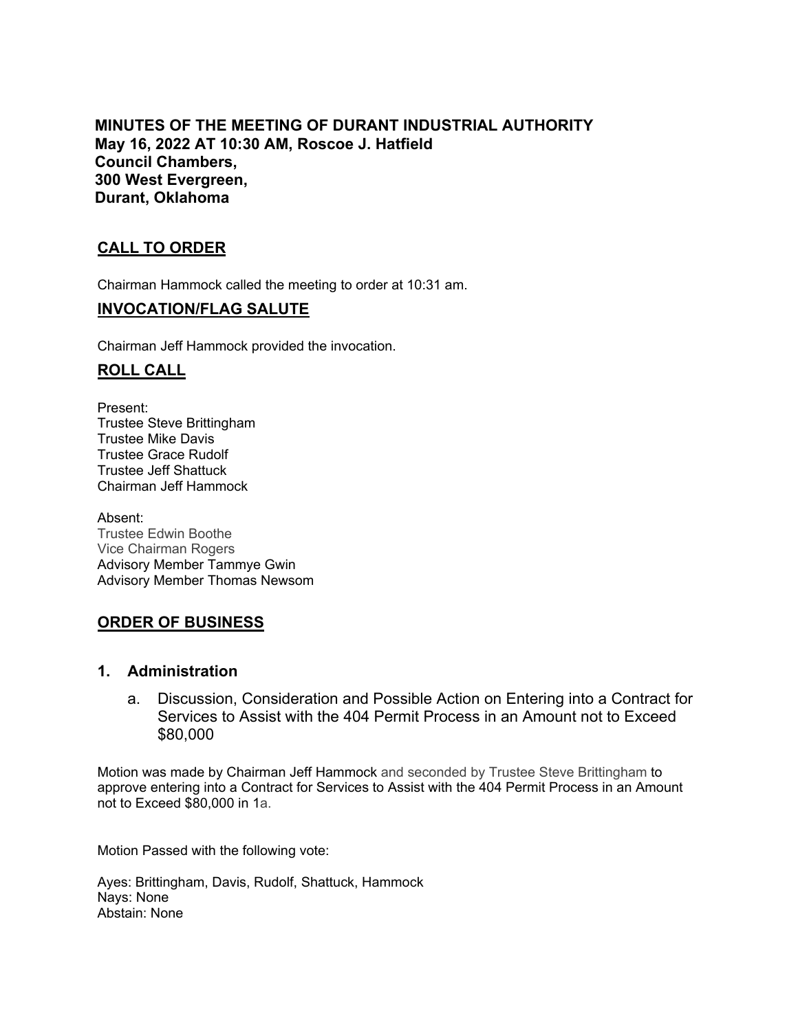**MINUTES OF THE MEETING OF DURANT INDUSTRIAL AUTHORITY**
**May 16, 2022 AT 10:30 AM, Roscoe J. Hatfield**
**Council Chambers,**
**300 West Evergreen,**
**Durant, Oklahoma**

## CALL TO ORDER

Chairman Hammock called the meeting to order at 10:31 am.

## INVOCATION/FLAG SALUTE

Chairman Jeff Hammock provided the invocation.

## ROLL CALL

Present:
Trustee Steve Brittingham
Trustee Mike Davis
Trustee Grace Rudolf
Trustee Jeff Shattuck
Chairman Jeff Hammock

Absent:
Trustee Edwin Boothe
Vice Chairman Rogers
Advisory Member Tammye Gwin
Advisory Member Thomas Newsom

## ORDER OF BUSINESS

### 1. Administration

a. Discussion, Consideration and Possible Action on Entering into a Contract for Services to Assist with the 404 Permit Process in an Amount not to Exceed $80,000

Motion was made by Chairman Jeff Hammock and seconded by Trustee Steve Brittingham to approve entering into a Contract for Services to Assist with the 404 Permit Process in an Amount not to Exceed $80,000 in 1a.

Motion Passed with the following vote:

Ayes: Brittingham, Davis, Rudolf, Shattuck, Hammock
Nays: None
Abstain: None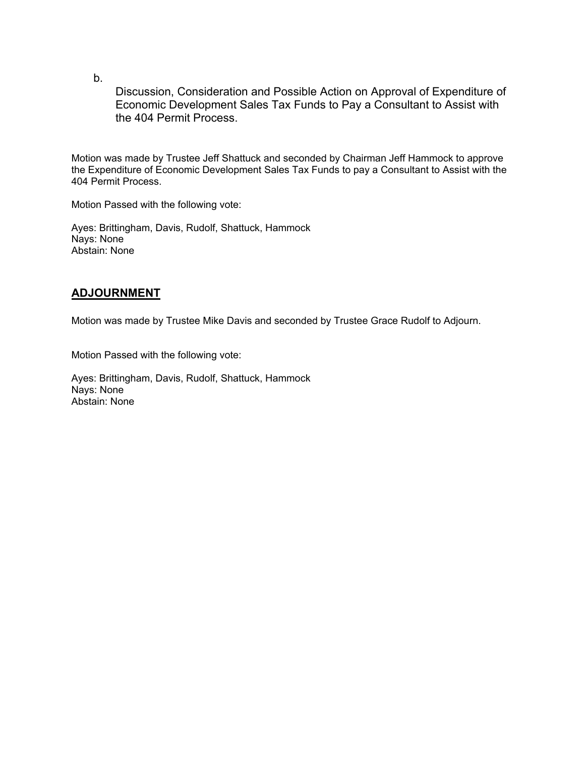b. Discussion, Consideration and Possible Action on Approval of Expenditure of Economic Development Sales Tax Funds to Pay a Consultant to Assist with the 404 Permit Process.

Motion was made by Trustee Jeff Shattuck and seconded by Chairman Jeff Hammock to approve the Expenditure of Economic Development Sales Tax Funds to pay a Consultant to Assist with the 404 Permit Process.

Motion Passed with the following vote:

Ayes: Brittingham, Davis, Rudolf, Shattuck, Hammock
Nays: None
Abstain: None

## ADJOURNMENT

Motion was made by Trustee Mike Davis and seconded by Trustee Grace Rudolf to Adjourn.

Motion Passed with the following vote:

Ayes: Brittingham, Davis, Rudolf, Shattuck, Hammock
Nays: None
Abstain: None